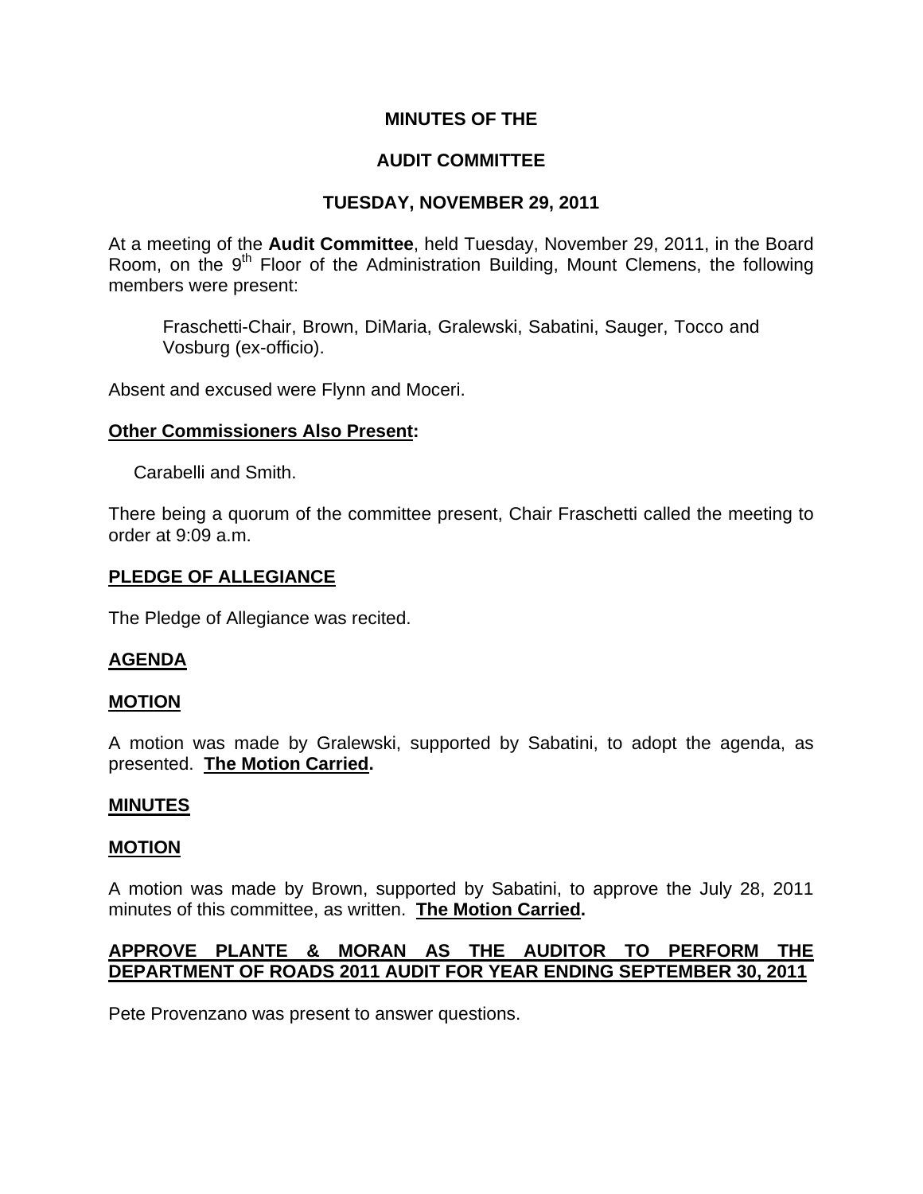# MINUTES OF THE

# AUDIT COMMITTEE

# TUESDAY, NOVEMBER 29, 2011

At a meeting of the **Audit Committee**, held Tuesday, November 29, 2011, in the Board Room, on the 9th Floor of the Administration Building, Mount Clemens, the following members were present:

> Fraschetti-Chair, Brown, DiMaria, Gralewski, Sabatini, Sauger, Tocco and Vosburg (ex-officio).

Absent and excused were Flynn and Moceri.

## Other Commissioners Also Present:

Carabelli and Smith.

There being a quorum of the committee present, Chair Fraschetti called the meeting to order at 9:09 a.m.

## PLEDGE OF ALLEGIANCE

The Pledge of Allegiance was recited.

## AGENDA

### MOTION

A motion was made by Gralewski, supported by Sabatini, to adopt the agenda, as presented. **The Motion Carried.**

## MINUTES

### MOTION

A motion was made by Brown, supported by Sabatini, to approve the July 28, 2011 minutes of this committee, as written. **The Motion Carried.**

## APPROVE PLANTE & MORAN AS THE AUDITOR TO PERFORM THE DEPARTMENT OF ROADS 2011 AUDIT FOR YEAR ENDING SEPTEMBER 30, 2011

Pete Provenzano was present to answer questions.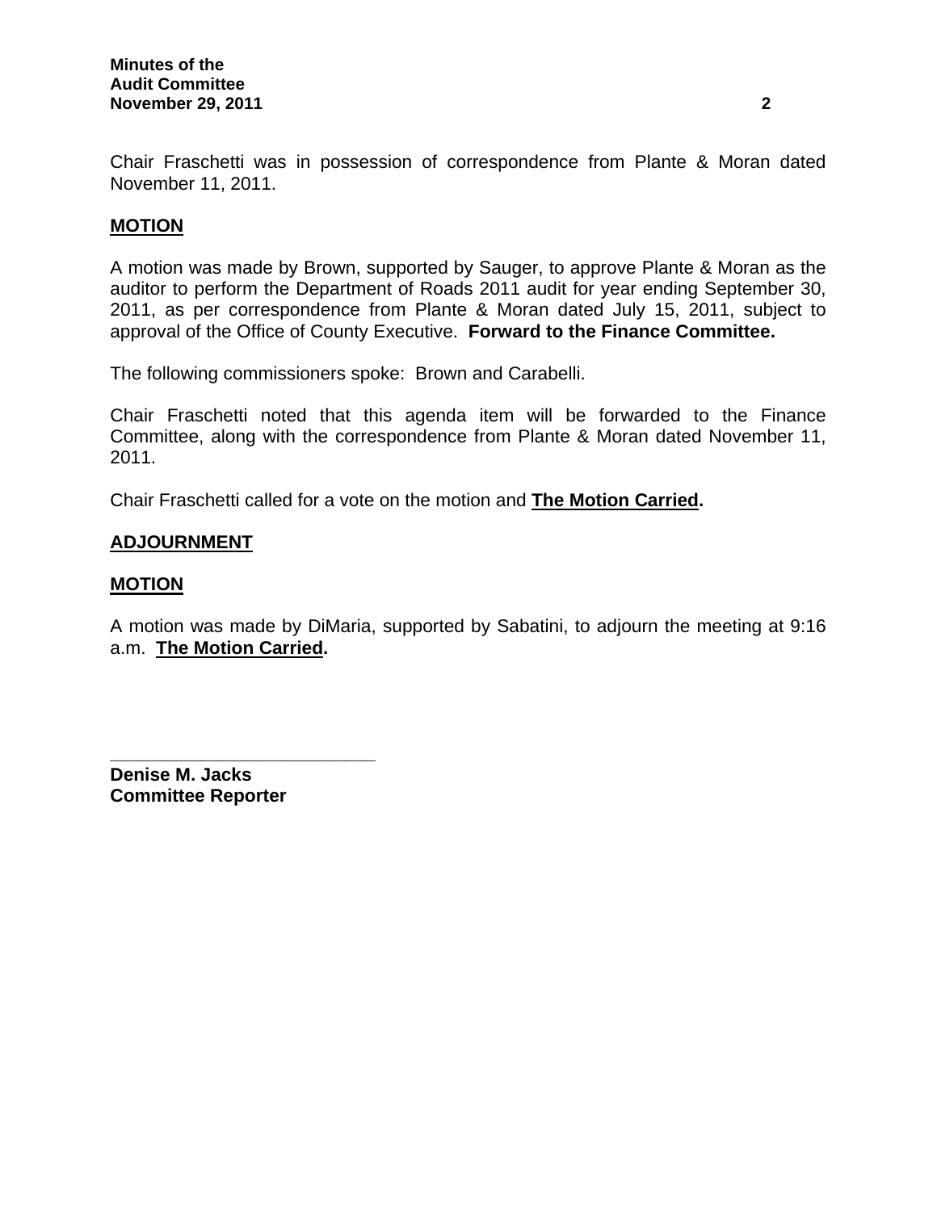Chair Fraschetti was in possession of correspondence from Plante & Moran dated November 11, 2011.

**MOTION**

A motion was made by Brown, supported by Sauger, to approve Plante & Moran as the auditor to perform the Department of Roads 2011 audit for year ending September 30, 2011, as per correspondence from Plante & Moran dated July 15, 2011, subject to approval of the Office of County Executive. **Forward to the Finance Committee.**

The following commissioners spoke: Brown and Carabelli.

Chair Fraschetti noted that this agenda item will be forwarded to the Finance Committee, along with the correspondence from Plante & Moran dated November 11, 2011.

Chair Fraschetti called for a vote on the motion and **The Motion Carried.**

**ADJOURNMENT**

**MOTION**

A motion was made by DiMaria, supported by Sabatini, to adjourn the meeting at 9:16 a.m. **The Motion Carried.**

\_\_\_\_\_\_\_\_\_\_\_\_\_\_\_\_\_\_\_\_\_\_\_\_\_\_\_\_

**Denise M. Jacks**
**Committee Reporter**